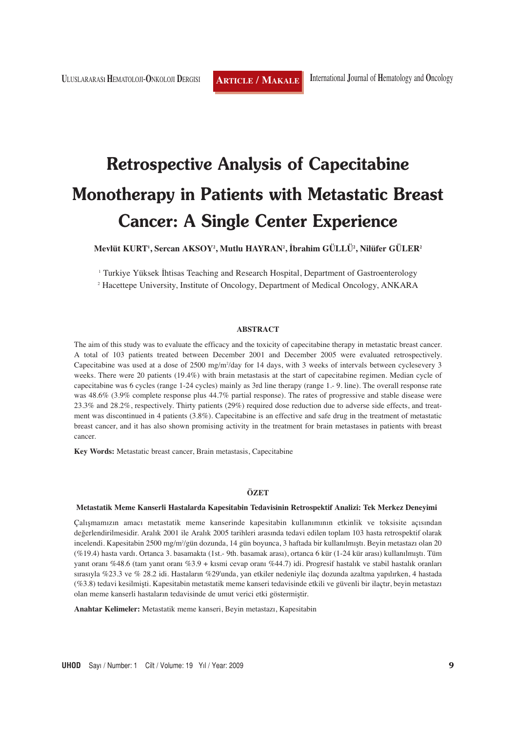# Retrospective Analysis of Capecitabine Monotherapy in Patients with Metastatic Breast Cancer: A Single Center Experience

**Mevlüt KURT[1], Sercan AKSOY[2], Mutlu HAYRAN[2], İbrahim GÜLLÜ[2], Nilüfer GÜLER[2]**

[1] Turkiye Yüksek İhtisas Teaching and Research Hospital, Department of Gastroenterology

[2] Hacettepe University, Institute of Oncology, Department of Medical Oncology, ANKARA

### ABSTRACT

The aim of this study was to evaluate the efficacy and the toxicity of capecitabine therapy in metastatic breast cancer. A total of 103 patients treated between December 2001 and December 2005 were evaluated retrospectively. Capecitabine was used at a dose of 2500 mg/m²/day for 14 days, with 3 weeks of intervals between cyclesevery 3 weeks. There were 20 patients (19.4%) with brain metastasis at the start of capecitabine regimen. Median cycle of capecitabine was 6 cycles (range 1-24 cycles) mainly as 3rd line therapy (range 1.- 9. line). The overall response rate was 48.6% (3.9% complete response plus 44.7% partial response). The rates of progressive and stable disease were 23.3% and 28.2%, respectively. Thirty patients (29%) required dose reduction due to adverse side effects, and treatment was discontinued in 4 patients (3.8%). Capecitabine is an effective and safe drug in the treatment of metastatic breast cancer, and it has also shown promising activity in the treatment for brain metastases in patients with breast cancer.

**Key Words:** Metastatic breast cancer, Brain metastasis, Capecitabine

### ÖZET

**Metastatik Meme Kanserli Hastalarda Kapesitabin Tedavisinin Retrospektif Analizi: Tek Merkez Deneyimi**

Çalışmamızın amacı metastatik meme kanserinde kapesitabin kullanımının etkinlik ve toksisite açısından değerlendirilmesidir. Aralık 2001 ile Aralık 2005 tarihleri arasında tedavi edilen toplam 103 hasta retrospektif olarak incelendi. Kapesitabin 2500 mg/m²/gün dozunda, 14 gün boyunca, 3 haftada bir kullanılmıştı. Beyin metastazı olan 20 (%19.4) hasta vardı. Ortanca 3. basamakta (1st.- 9th. basamak arası), ortanca 6 kür (1-24 kür arası) kullanılmıştı. Tüm yanıt oranı %48.6 (tam yanıt oranı %3.9 + kısmi cevap oranı %44.7) idi. Progresif hastalık ve stabil hastalık oranları sırasıyla %23.3 ve % 28.2 idi. Hastaların %29'unda, yan etkiler nedeniyle ilaç dozunda azaltma yapılırken, 4 hastada (%3.8) tedavi kesilmişti. Kapesitabin metastatik meme kanseri tedavisinde etkili ve güvenli bir ilaçtır, beyin metastazı olan meme kanserli hastaların tedavisinde de umut verici etki göstermiştir.

**Anahtar Kelimeler:** Metastatik meme kanseri, Beyin metastazı, Kapesitabin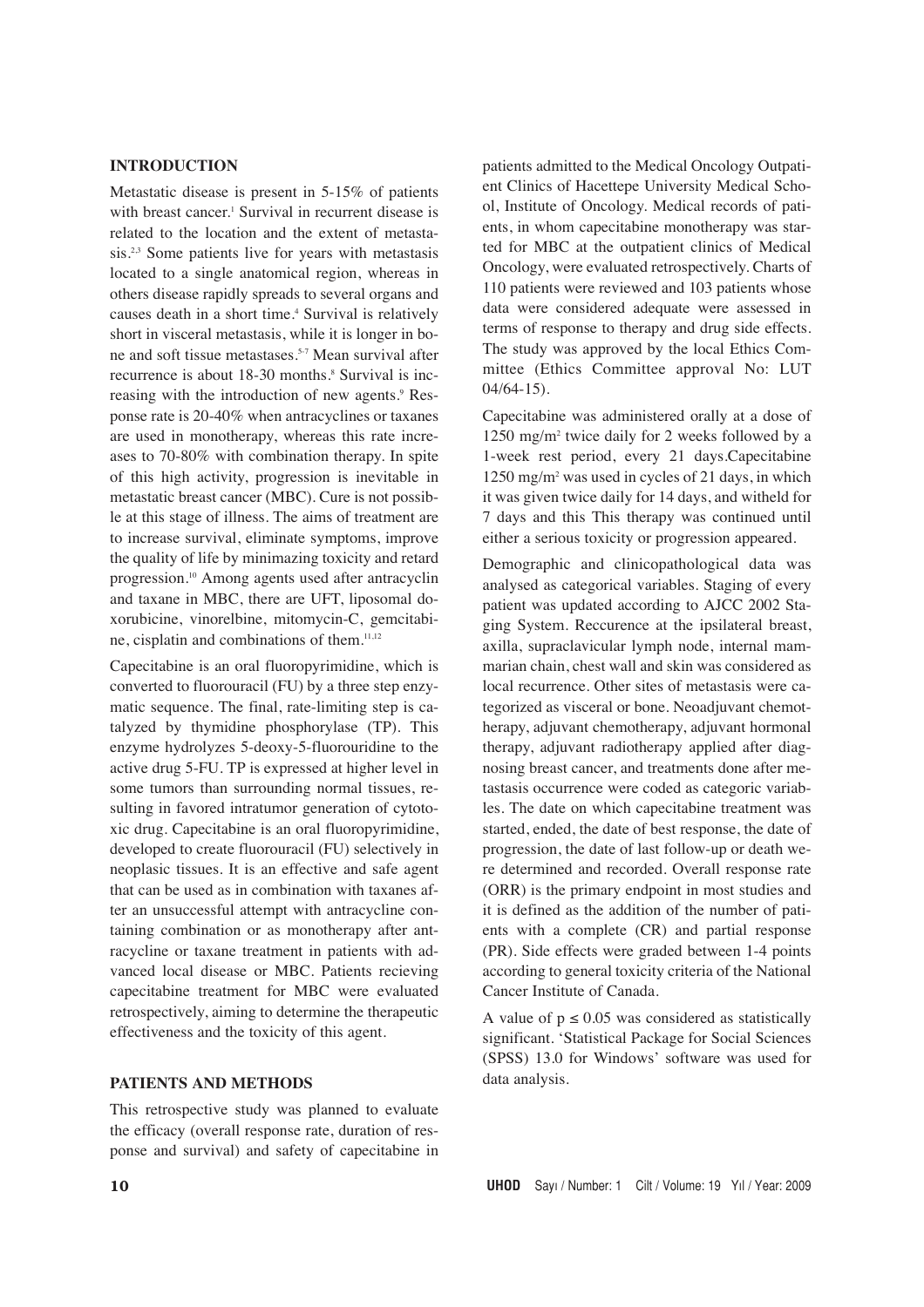## INTRODUCTION

Metastatic disease is present in 5-15% of patients with breast cancer.[1] Survival in recurrent disease is related to the location and the extent of metastasis.[2,3] Some patients live for years with metastasis located to a single anatomical region, whereas in others disease rapidly spreads to several organs and causes death in a short time.[4] Survival is relatively short in visceral metastasis, while it is longer in bone and soft tissue metastases.[5-7] Mean survival after recurrence is about 18-30 months.[8] Survival is increasing with the introduction of new agents.[9] Response rate is 20-40% when antracyclines or taxanes are used in monotherapy, whereas this rate increases to 70-80% with combination therapy. In spite of this high activity, progression is inevitable in metastatic breast cancer (MBC). Cure is not possible at this stage of illness. The aims of treatment are to increase survival, eliminate symptoms, improve the quality of life by minimazing toxicity and retard progression.[10] Among agents used after antracyclin and taxane in MBC, there are UFT, liposomal doxorubicine, vinorelbine, mitomycin-C, gemcitabine, cisplatin and combinations of them.[11,12]

Capecitabine is an oral fluoropyrimidine, which is converted to fluorouracil (FU) by a three step enzymatic sequence. The final, rate-limiting step is catalyzed by thymidine phosphorylase (TP). This enzyme hydrolyzes 5-deoxy-5-fluorouridine to the active drug 5-FU. TP is expressed at higher level in some tumors than surrounding normal tissues, resulting in favored intratumor generation of cytotoxic drug. Capecitabine is an oral fluoropyrimidine, developed to create fluorouracil (FU) selectively in neoplasic tissues. It is an effective and safe agent that can be used as in combination with taxanes after an unsuccessful attempt with antracycline containing combination or as monotherapy after antracycline or taxane treatment in patients with advanced local disease or MBC. Patients recieving capecitabine treatment for MBC were evaluated retrospectively, aiming to determine the therapeutic effectiveness and the toxicity of this agent.

## PATIENTS AND METHODS

This retrospective study was planned to evaluate the efficacy (overall response rate, duration of response and survival) and safety of capecitabine in patients admitted to the Medical Oncology Outpatient Clinics of Hacettepe University Medical School, Institute of Oncology. Medical records of patients, in whom capecitabine monotherapy was started for MBC at the outpatient clinics of Medical Oncology, were evaluated retrospectively. Charts of 110 patients were reviewed and 103 patients whose data were considered adequate were assessed in terms of response to therapy and drug side effects. The study was approved by the local Ethics Committee (Ethics Committee approval No: LUT 04/64-15).

Capecitabine was administered orally at a dose of 1250 mg/m$^2$ twice daily for 2 weeks followed by a 1-week rest period, every 21 days.Capecitabine 1250 mg/m$^2$ was used in cycles of 21 days, in which it was given twice daily for 14 days, and witheld for 7 days and this This therapy was continued until either a serious toxicity or progression appeared.

Demographic and clinicopathological data was analysed as categorical variables. Staging of every patient was updated according to AJCC 2002 Staging System. Reccurence at the ipsilateral breast, axilla, supraclavicular lymph node, internal mammarian chain, chest wall and skin was considered as local recurrence. Other sites of metastasis were categorized as visceral or bone. Neoadjuvant chemotherapy, adjuvant chemotherapy, adjuvant hormonal therapy, adjuvant radiotherapy applied after diagnosing breast cancer, and treatments done after metastasis occurrence were coded as categoric variables. The date on which capecitabine treatment was started, ended, the date of best response, the date of progression, the date of last follow-up or death were determined and recorded. Overall response rate (ORR) is the primary endpoint in most studies and it is defined as the addition of the number of patients with a complete (CR) and partial response (PR). Side effects were graded between 1-4 points according to general toxicity criteria of the National Cancer Institute of Canada.

A value of $p \leq 0.05$ was considered as statistically significant. 'Statistical Package for Social Sciences (SPSS) 13.0 for Windows' software was used for data analysis.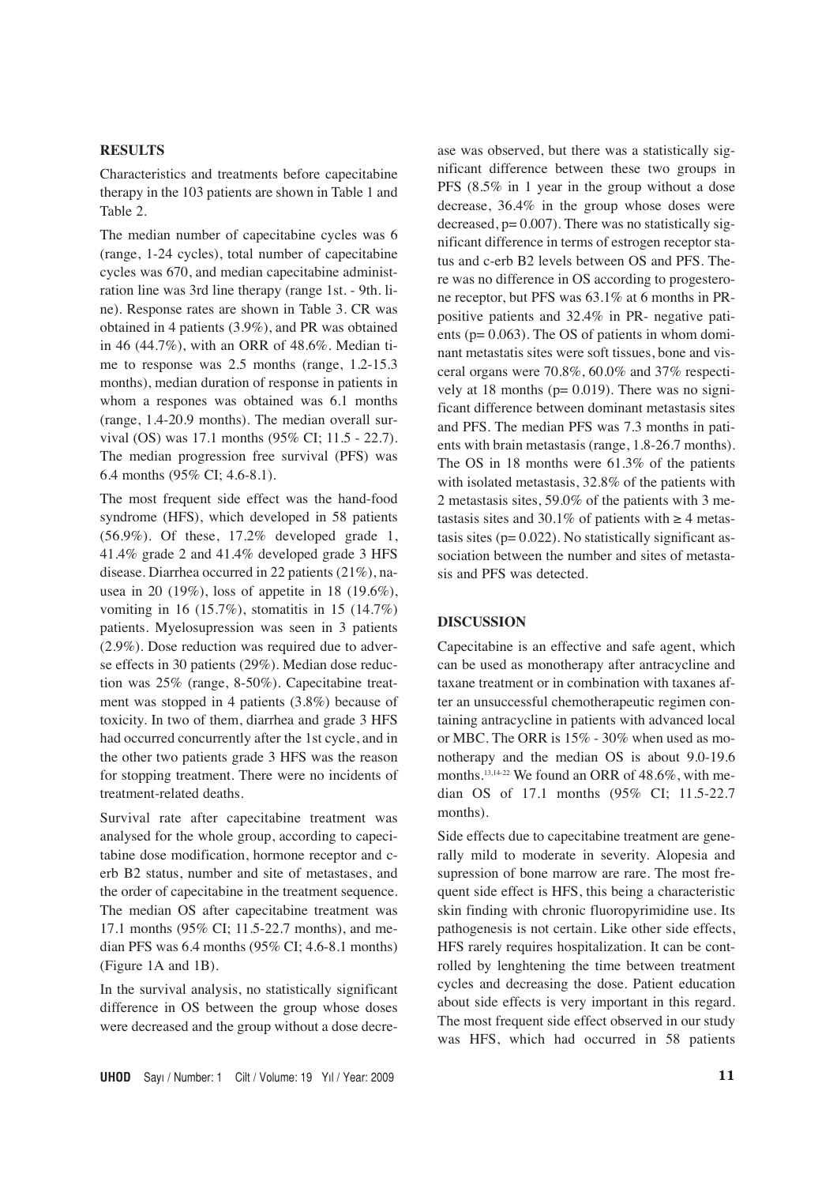## RESULTS

Characteristics and treatments before capecitabine therapy in the 103 patients are shown in Table 1 and Table 2.

The median number of capecitabine cycles was 6 (range, 1-24 cycles), total number of capecitabine cycles was 670, and median capecitabine administration line was 3rd line therapy (range 1st. - 9th. line). Response rates are shown in Table 3. CR was obtained in 4 patients (3.9%), and PR was obtained in 46 (44.7%), with an ORR of 48.6%. Median time to response was 2.5 months (range, 1.2-15.3 months), median duration of response in patients in whom a respones was obtained was 6.1 months (range, 1.4-20.9 months). The median overall survival (OS) was 17.1 months (95% CI; 11.5 - 22.7). The median progression free survival (PFS) was 6.4 months (95% CI; 4.6-8.1).

The most frequent side effect was the hand-food syndrome (HFS), which developed in 58 patients (56.9%). Of these, 17.2% developed grade 1, 41.4% grade 2 and 41.4% developed grade 3 HFS disease. Diarrhea occurred in 22 patients (21%), nausea in 20 (19%), loss of appetite in 18 (19.6%), vomiting in 16 (15.7%), stomatitis in 15 (14.7%) patients. Myelosupression was seen in 3 patients (2.9%). Dose reduction was required due to adverse effects in 30 patients (29%). Median dose reduction was 25% (range, 8-50%). Capecitabine treatment was stopped in 4 patients (3.8%) because of toxicity. In two of them, diarrhea and grade 3 HFS had occurred concurrently after the 1st cycle, and in the other two patients grade 3 HFS was the reason for stopping treatment. There were no incidents of treatment-related deaths.

Survival rate after capecitabine treatment was analysed for the whole group, according to capecitabine dose modification, hormone receptor and c-erb B2 status, number and site of metastases, and the order of capecitabine in the treatment sequence. The median OS after capecitabine treatment was 17.1 months (95% CI; 11.5-22.7 months), and median PFS was 6.4 months (95% CI; 4.6-8.1 months) (Figure 1A and 1B).

In the survival analysis, no statistically significant difference in OS between the group whose doses were decreased and the group without a dose decrease was observed, but there was a statistically significant difference between these two groups in PFS (8.5% in 1 year in the group without a dose decrease, 36.4% in the group whose doses were decreased, $p= 0.007$). There was no statistically significant difference in terms of estrogen receptor status and c-erb B2 levels between OS and PFS. There was no difference in OS according to progesterone receptor, but PFS was 63.1% at 6 months in PR-positive patients and 32.4% in PR- negative patients ($p= 0.063$). The OS of patients in whom dominant metastatis sites were soft tissues, bone and visceral organs were 70.8%, 60.0% and 37% respectively at 18 months ($p= 0.019$). There was no significant difference between dominant metastasis sites and PFS. The median PFS was 7.3 months in patients with brain metastasis (range, 1.8-26.7 months). The OS in 18 months were 61.3% of the patients with isolated metastasis, 32.8% of the patients with 2 metastasis sites, 59.0% of the patients with 3 metastasis sites and 30.1% of patients with $\geq 4$ metastasis sites ($p= 0.022$). No statistically significant association between the number and sites of metastasis and PFS was detected.

## DISCUSSION

Capecitabine is an effective and safe agent, which can be used as monotherapy after antracycline and taxane treatment or in combination with taxanes after an unsuccessful chemotherapeutic regimen containing antracycline in patients with advanced local or MBC. The ORR is 15% - 30% when used as monotherapy and the median OS is about 9.0-19.6 months.[13,14-22] We found an ORR of 48.6%, with median OS of 17.1 months (95% CI; 11.5-22.7 months).

Side effects due to capecitabine treatment are generally mild to moderate in severity. Alopesia and supression of bone marrow are rare. The most frequent side effect is HFS, this being a characteristic skin finding with chronic fluoropyrimidine use. Its pathogenesis is not certain. Like other side effects, HFS rarely requires hospitalization. It can be controlled by lenghtening the time between treatment cycles and decreasing the dose. Patient education about side effects is very important in this regard. The most frequent side effect observed in our study was HFS, which had occurred in 58 patients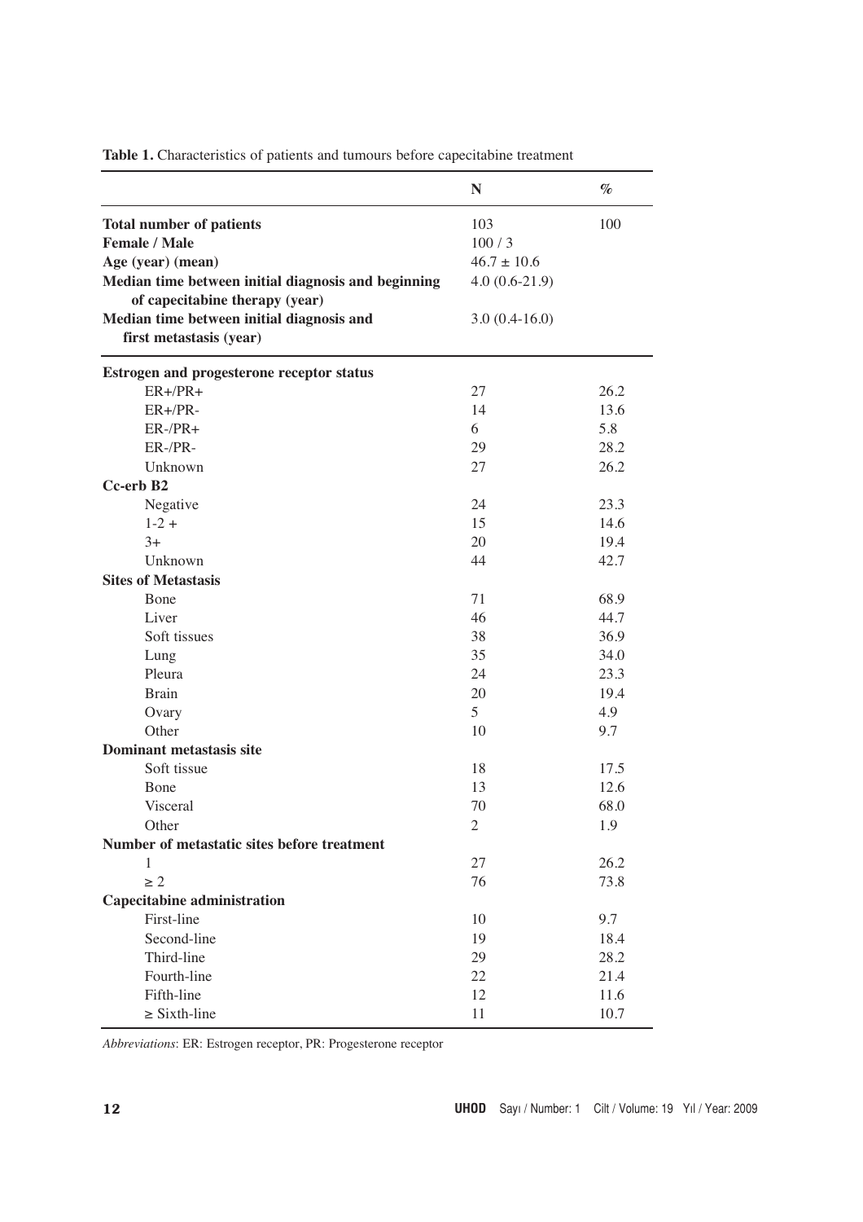**Table 1.** Characteristics of patients and tumours before capecitabine treatment

| | N | % |
|---|---|---|
| **Total number of patients** | 103 | 100 |
| **Female / Male** | 100 / 3 | |
| **Age (year) (mean)** | 46.7 ± 10.6 | |
| **Median time between initial diagnosis and beginning of capecitabine therapy (year)** | 4.0 (0.6-21.9) | |
| **Median time between initial diagnosis and first metastasis (year)** | 3.0 (0.4-16.0) | |
| **Estrogen and progesterone receptor status** | | |
| ER+/PR+ | 27 | 26.2 |
| ER+/PR- | 14 | 13.6 |
| ER-/PR+ | 6 | 5.8 |
| ER-/PR- | 29 | 28.2 |
| Unknown | 27 | 26.2 |
| **Cc-erb B2** | | |
| Negative | 24 | 23.3 |
| 1-2 + | 15 | 14.6 |
| 3+ | 20 | 19.4 |
| Unknown | 44 | 42.7 |
| **Sites of Metastasis** | | |
| Bone | 71 | 68.9 |
| Liver | 46 | 44.7 |
| Soft tissues | 38 | 36.9 |
| Lung | 35 | 34.0 |
| Pleura | 24 | 23.3 |
| Brain | 20 | 19.4 |
| Ovary | 5 | 4.9 |
| Other | 10 | 9.7 |
| **Dominant metastasis site** | | |
| Soft tissue | 18 | 17.5 |
| Bone | 13 | 12.6 |
| Visceral | 70 | 68.0 |
| Other | 2 | 1.9 |
| **Number of metastatic sites before treatment** | | |
| 1 | 27 | 26.2 |
| ≥ 2 | 76 | 73.8 |
| **Capecitabine administration** | | |
| First-line | 10 | 9.7 |
| Second-line | 19 | 18.4 |
| Third-line | 29 | 28.2 |
| Fourth-line | 22 | 21.4 |
| Fifth-line | 12 | 11.6 |
| ≥ Sixth-line | 11 | 10.7 |

*Abbreviations*: ER: Estrogen receptor, PR: Progesterone receptor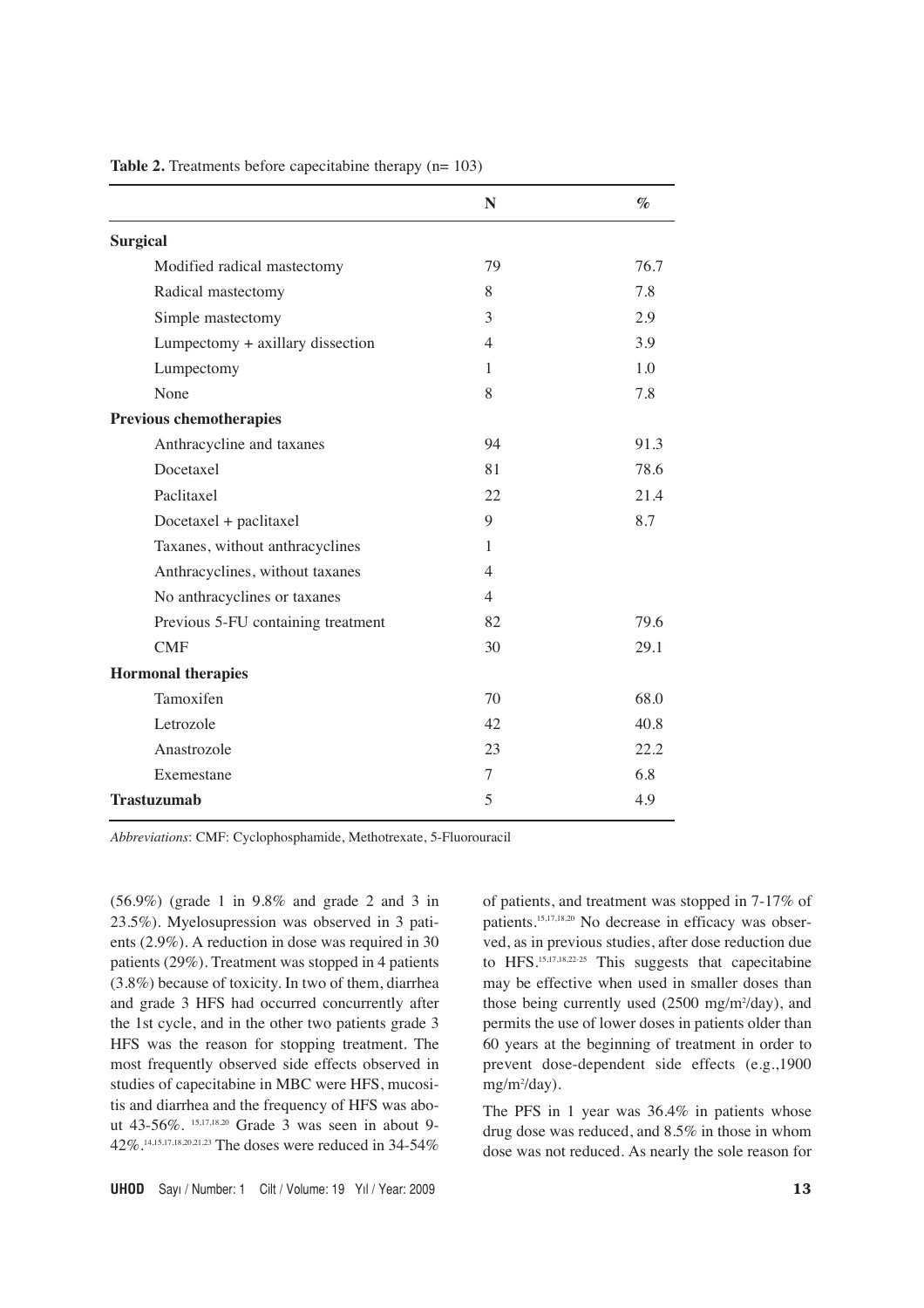**Table 2.** Treatments before capecitabine therapy (n= 103)

| | N | % |
|---|---|---|
| **Surgical** | | |
| Modified radical mastectomy | 79 | 76.7 |
| Radical mastectomy | 8 | 7.8 |
| Simple mastectomy | 3 | 2.9 |
| Lumpectomy + axillary dissection | 4 | 3.9 |
| Lumpectomy | 1 | 1.0 |
| None | 8 | 7.8 |
| **Previous chemotherapies** | | |
| Anthracycline and taxanes | 94 | 91.3 |
| Docetaxel | 81 | 78.6 |
| Paclitaxel | 22 | 21.4 |
| Docetaxel + paclitaxel | 9 | 8.7 |
| Taxanes, without anthracyclines | 1 | |
| Anthracyclines, without taxanes | 4 | |
| No anthracyclines or taxanes | 4 | |
| Previous 5-FU containing treatment | 82 | 79.6 |
| CMF | 30 | 29.1 |
| **Hormonal therapies** | | |
| Tamoxifen | 70 | 68.0 |
| Letrozole | 42 | 40.8 |
| Anastrozole | 23 | 22.2 |
| Exemestane | 7 | 6.8 |
| **Trastuzumab** | 5 | 4.9 |

*Abbreviations*: CMF: Cyclophosphamide, Methotrexate, 5-Fluorouracil

(56.9%) (grade 1 in 9.8% and grade 2 and 3 in 23.5%). Myelosupression was observed in 3 patients (2.9%). A reduction in dose was required in 30 patients (29%). Treatment was stopped in 4 patients (3.8%) because of toxicity. In two of them, diarrhea and grade 3 HFS had occurred concurrently after the 1st cycle, and in the other two patients grade 3 HFS was the reason for stopping treatment. The most frequently observed side effects observed in studies of capecitabine in MBC were HFS, mucositis and diarrhea and the frequency of HFS was about 43-56%.[15,17,18,20] Grade 3 was seen in about 9-42%.[14,15,17,18,20,21,23] The doses were reduced in 34-54% of patients, and treatment was stopped in 7-17% of patients.[15,17,18,20] No decrease in efficacy was observed, as in previous studies, after dose reduction due to HFS.[15,17,18,22-25] This suggests that capecitabine may be effective when used in smaller doses than those being currently used (2500 mg/m²/day), and permits the use of lower doses in patients older than 60 years at the beginning of treatment in order to prevent dose-dependent side effects (e.g.,1900 mg/m²/day).

The PFS in 1 year was 36.4% in patients whose drug dose was reduced, and 8.5% in those in whom dose was not reduced. As nearly the sole reason for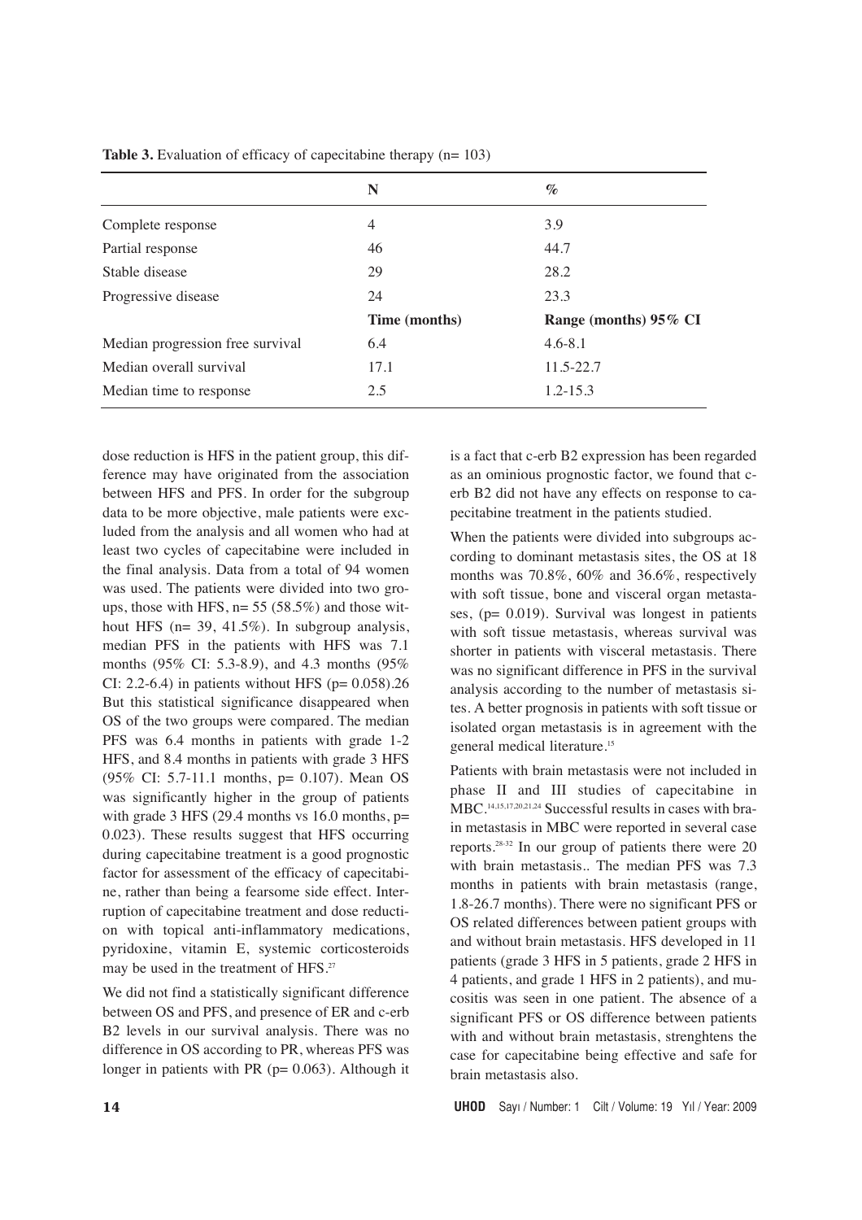**Table 3.** Evaluation of efficacy of capecitabine therapy (n= 103)

| | N | % |
|---|---|---|
| Complete response | 4 | 3.9 |
| Partial response | 46 | 44.7 |
| Stable disease | 29 | 28.2 |
| Progressive disease | 24 | 23.3 |
| | **Time (months)** | **Range (months) 95% CI** |
| Median progression free survival | 6.4 | 4.6-8.1 |
| Median overall survival | 17.1 | 11.5-22.7 |
| Median time to response | 2.5 | 1.2-15.3 |

dose reduction is HFS in the patient group, this difference may have originated from the association between HFS and PFS. In order for the subgroup data to be more objective, male patients were excluded from the analysis and all women who had at least two cycles of capecitabine were included in the final analysis. Data from a total of 94 women was used. The patients were divided into two groups, those with HFS, n= 55 (58.5%) and those without HFS (n= 39, 41.5%). In subgroup analysis, median PFS in the patients with HFS was 7.1 months (95% CI: 5.3-8.9), and 4.3 months (95% CI: 2.2-6.4) in patients without HFS (p= 0.058).26 But this statistical significance disappeared when OS of the two groups were compared. The median PFS was 6.4 months in patients with grade 1-2 HFS, and 8.4 months in patients with grade 3 HFS (95% CI: 5.7-11.1 months, p= 0.107). Mean OS was significantly higher in the group of patients with grade 3 HFS (29.4 months vs 16.0 months, p= 0.023). These results suggest that HFS occurring during capecitabine treatment is a good prognostic factor for assessment of the efficacy of capecitabine, rather than being a fearsome side effect. Interruption of capecitabine treatment and dose reduction with topical anti-inflammatory medications, pyridoxine, vitamin E, systemic corticosteroids may be used in the treatment of HFS.[27]

We did not find a statistically significant difference between OS and PFS, and presence of ER and c-erb B2 levels in our survival analysis. There was no difference in OS according to PR, whereas PFS was longer in patients with PR (p= 0.063). Although it is a fact that c-erb B2 expression has been regarded as an ominious prognostic factor, we found that c-erb B2 did not have any effects on response to capecitabine treatment in the patients studied.

When the patients were divided into subgroups according to dominant metastasis sites, the OS at 18 months was 70.8%, 60% and 36.6%, respectively with soft tissue, bone and visceral organ metastases, (p= 0.019). Survival was longest in patients with soft tissue metastasis, whereas survival was shorter in patients with visceral metastasis. There was no significant difference in PFS in the survival analysis according to the number of metastasis sites. A better prognosis in patients with soft tissue or isolated organ metastasis is in agreement with the general medical literature.[15]

Patients with brain metastasis were not included in phase II and III studies of capecitabine in MBC.[14,15,17,20,21,24] Successful results in cases with brain metastasis in MBC were reported in several case reports.[28-32] In our group of patients there were 20 with brain metastasis.. The median PFS was 7.3 months in patients with brain metastasis (range, 1.8-26.7 months). There were no significant PFS or OS related differences between patient groups with and without brain metastasis. HFS developed in 11 patients (grade 3 HFS in 5 patients, grade 2 HFS in 4 patients, and grade 1 HFS in 2 patients), and mucositis was seen in one patient. The absence of a significant PFS or OS difference between patients with and without brain metastasis, strenghtens the case for capecitabine being effective and safe for brain metastasis also.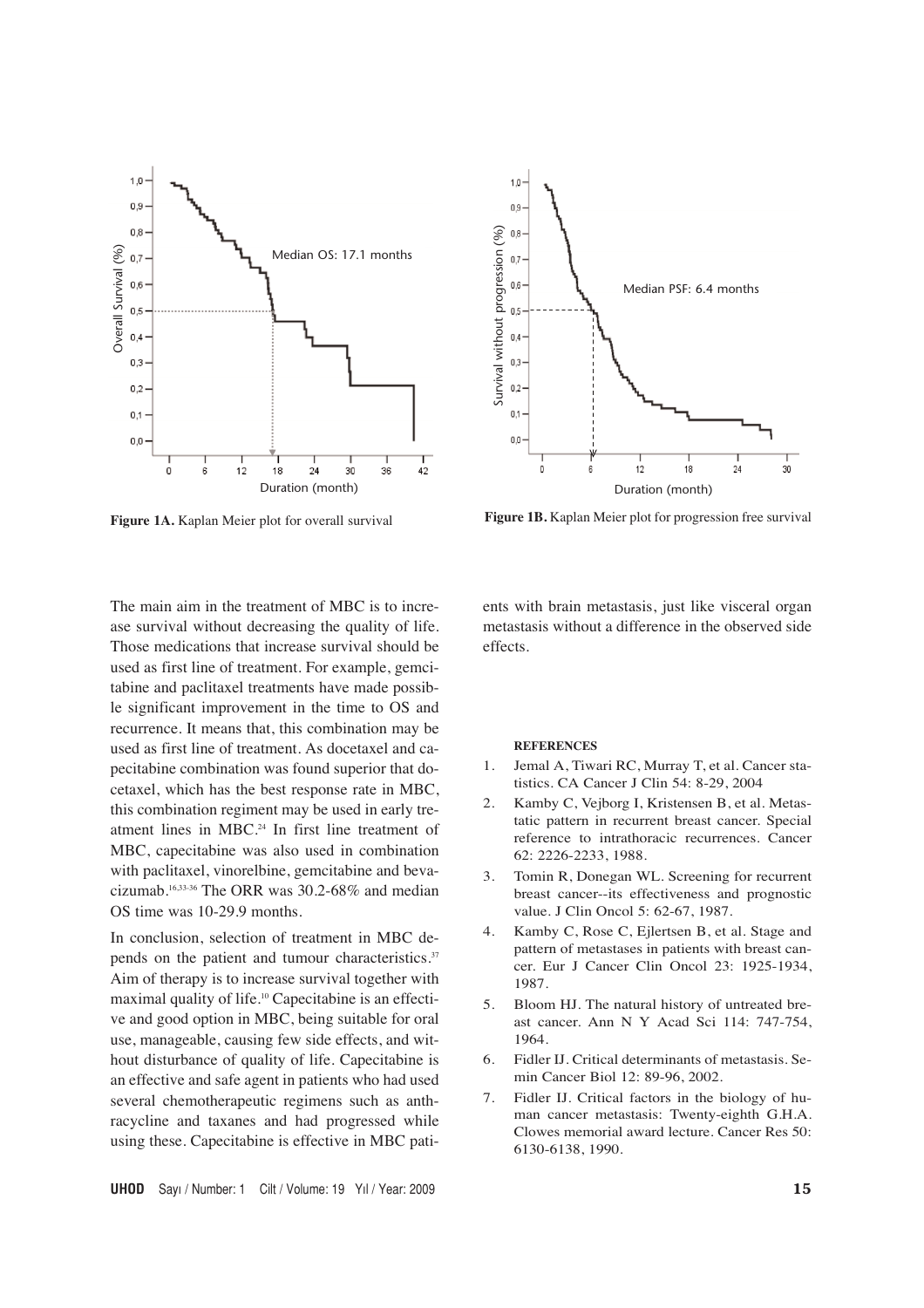Figure 1A. Kaplan Meier plot for overall survival

Figure 1B. Kaplan Meier plot for progression free survival

The main aim in the treatment of MBC is to increase survival without decreasing the quality of life. Those medications that increase survival should be used as first line of treatment. For example, gemcitabine and paclitaxel treatments have made possible significant improvement in the time to OS and recurrence. It means that, this combination may be used as first line of treatment. As docetaxel and capecitabine combination was found superior that docetaxel, which has the best response rate in MBC, this combination regiment may be used in early treatment lines in MBC.[24] In first line treatment of MBC, capecitabine was also used in combination with paclitaxel, vinorelbine, gemcitabine and bevacizumab.[16,33-36] The ORR was 30.2-68% and median OS time was 10-29.9 months.

In conclusion, selection of treatment in MBC depends on the patient and tumour characteristics.[37] Aim of therapy is to increase survival together with maximal quality of life.[10] Capecitabine is an effective and good option in MBC, being suitable for oral use, manageable, causing few side effects, and without disturbance of quality of life. Capecitabine is an effective and safe agent in patients who had used several chemotherapeutic regimens such as anthracycline and taxanes and had progressed while using these. Capecitabine is effective in MBC patients with brain metastasis, just like visceral organ metastasis without a difference in the observed side effects.

**REFERENCES**

1. Jemal A, Tiwari RC, Murray T, et al. Cancer statistics. CA Cancer J Clin 54: 8-29, 2004
2. Kamby C, Vejborg I, Kristensen B, et al. Metastatic pattern in recurrent breast cancer. Special reference to intrathoracic recurrences. Cancer 62: 2226-2233, 1988.
3. Tomin R, Donegan WL. Screening for recurrent breast cancer--its effectiveness and prognostic value. J Clin Oncol 5: 62-67, 1987.
4. Kamby C, Rose C, Ejlertsen B, et al. Stage and pattern of metastases in patients with breast cancer. Eur J Cancer Clin Oncol 23: 1925-1934, 1987.
5. Bloom HJ. The natural history of untreated breast cancer. Ann N Y Acad Sci 114: 747-754, 1964.
6. Fidler IJ. Critical determinants of metastasis. Semin Cancer Biol 12: 89-96, 2002.
7. Fidler IJ. Critical factors in the biology of human cancer metastasis: Twenty-eighth G.H.A. Clowes memorial award lecture. Cancer Res 50: 6130-6138, 1990.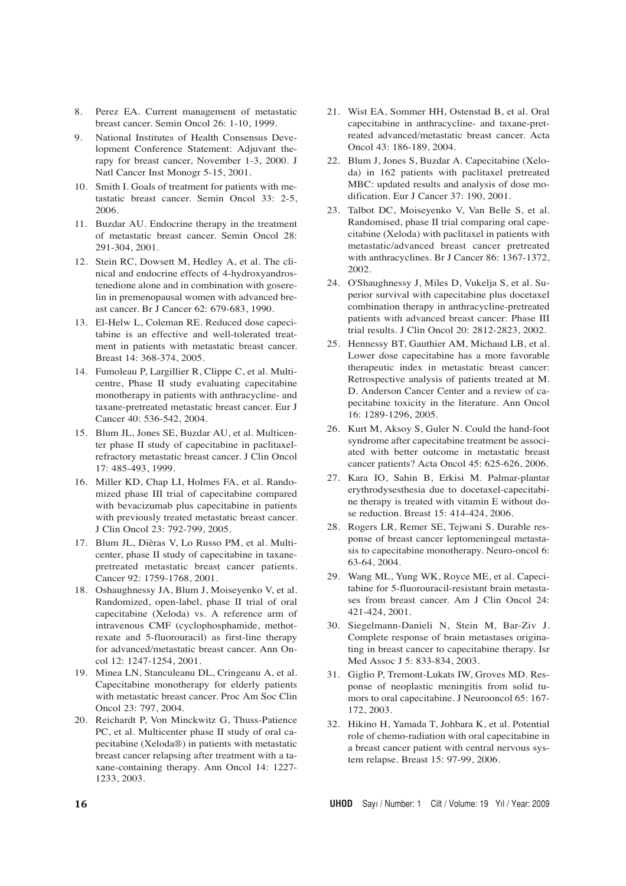8. Perez EA. Current management of metastatic breast cancer. Semin Oncol 26: 1-10, 1999.
9. National Institutes of Health Consensus Development Conference Statement: Adjuvant therapy for breast cancer, November 1-3, 2000. J Natl Cancer Inst Monogr 5-15, 2001.
10. Smith I. Goals of treatment for patients with metastatic breast cancer. Semin Oncol 33: 2-5, 2006.
11. Buzdar AU. Endocrine therapy in the treatment of metastatic breast cancer. Semin Oncol 28: 291-304, 2001.
12. Stein RC, Dowsett M, Hedley A, et al. The clinical and endocrine effects of 4-hydroxyandrostenedione alone and in combination with goserelin in premenopausal women with advanced breast cancer. Br J Cancer 62: 679-683, 1990.
13. El-Helw L, Coleman RE. Reduced dose capecitabine is an effective and well-tolerated treatment in patients with metastatic breast cancer. Breast 14: 368-374, 2005.
14. Fumoleau P, Largillier R, Clippe C, et al. Multicentre, Phase II study evaluating capecitabine monotherapy in patients with anthracycline- and taxane-pretreated metastatic breast cancer. Eur J Cancer 40: 536-542, 2004.
15. Blum JL, Jones SE, Buzdar AU, et al. Multicenter phase II study of capecitabine in paclitaxel-refractory metastatic breast cancer. J Clin Oncol 17: 485-493, 1999.
16. Miller KD, Chap LI, Holmes FA, et al. Randomized phase III trial of capecitabine compared with bevacizumab plus capecitabine in patients with previously treated metastatic breast cancer. J Clin Oncol 23: 792-799, 2005.
17. Blum JL, Dièras V, Lo Russo PM, et al. Multicenter, phase II study of capecitabine in taxane-pretreated metastatic breast cancer patients. Cancer 92: 1759-1768, 2001.
18. Oshaughnessy JA, Blum J, Moiseyenko V, et al. Randomized, open-label, phase II trial of oral capecitabine (Xeloda) vs. A reference arm of intravenous CMF (cyclophosphamide, methotrexate and 5-fluorouracil) as first-line therapy for advanced/metastatic breast cancer. Ann Oncol 12: 1247-1254, 2001.
19. Minea LN, Stanculeanu DL, Cringeanu A, et al. Capecitabine monotherapy for elderly patients with metastatic breast cancer. Proc Am Soc Clin Oncol 23: 797, 2004.
20. Reichardt P, Von Minckwitz G, Thuss-Patience PC, et al. Multicenter phase II study of oral capecitabine (Xeloda®) in patients with metastatic breast cancer relapsing after treatment with a taxane-containing therapy. Ann Oncol 14: 1227-1233, 2003.
21. Wist EA, Sommer HH, Ostenstad B, et al. Oral capecitabine in anthracycline- and taxane-pretreated advanced/metastatic breast cancer. Acta Oncol 43: 186-189, 2004.
22. Blum J, Jones S, Buzdar A. Capecitabine (Xeloda) in 162 patients with paclitaxel pretreated MBC: updated results and analysis of dose modification. Eur J Cancer 37: 190, 2001.
23. Talbot DC, Moiseyenko V, Van Belle S, et al. Randomised, phase II trial comparing oral capecitabine (Xeloda) with paclitaxel in patients with metastatic/advanced breast cancer pretreated with anthracyclines. Br J Cancer 86: 1367-1372, 2002.
24. O'Shaughnessy J, Miles D, Vukelja S, et al. Superior survival with capecitabine plus docetaxel combination therapy in anthracycline-pretreated patients with advanced breast cancer: Phase III trial results. J Clin Oncol 20: 2812-2823, 2002.
25. Hennessy BT, Gauthier AM, Michaud LB, et al. Lower dose capecitabine has a more favorable therapeutic index in metastatic breast cancer: Retrospective analysis of patients treated at M. D. Anderson Cancer Center and a review of capecitabine toxicity in the literature. Ann Oncol 16: 1289-1296, 2005.
26. Kurt M, Aksoy S, Guler N. Could the hand-foot syndrome after capecitabine treatment be associated with better outcome in metastatic breast cancer patients? Acta Oncol 45: 625-626, 2006.
27. Kara IO, Sahin B, Erkisi M. Palmar-plantar erythrodysesthesia due to docetaxel-capecitabine therapy is treated with vitamin E without dose reduction. Breast 15: 414-424, 2006.
28. Rogers LR, Remer SE, Tejwani S. Durable response of breast cancer leptomeningeal metastasis to capecitabine monotherapy. Neuro-oncol 6: 63-64, 2004.
29. Wang ML, Yung WK, Royce ME, et al. Capecitabine for 5-fluorouracil-resistant brain metastases from breast cancer. Am J Clin Oncol 24: 421-424, 2001.
30. Siegelmann-Danieli N, Stein M, Bar-Ziv J. Complete response of brain metastases originating in breast cancer to capecitabine therapy. Isr Med Assoc J 5: 833-834, 2003.
31. Giglio P, Tremont-Lukats IW, Groves MD. Response of neoplastic meningitis from solid tumors to oral capecitabine. J Neurooncol 65: 167-172, 2003.
32. Hikino H, Yamada T, Johbara K, et al. Potential role of chemo-radiation with oral capecitabine in a breast cancer patient with central nervous system relapse. Breast 15: 97-99, 2006.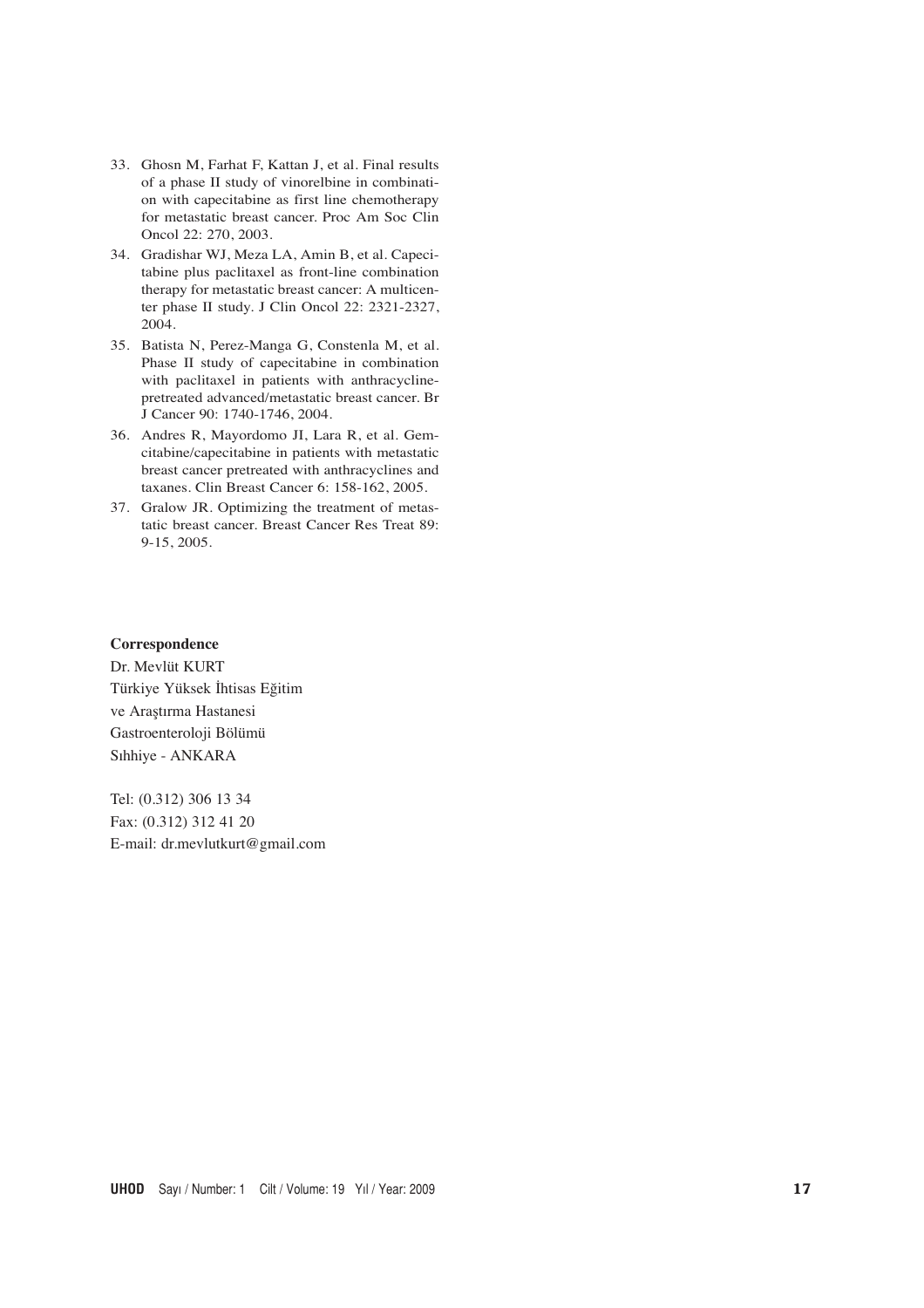33. Ghosn M, Farhat F, Kattan J, et al. Final results of a phase II study of vinorelbine in combination with capecitabine as first line chemotherapy for metastatic breast cancer. Proc Am Soc Clin Oncol 22: 270, 2003.
34. Gradishar WJ, Meza LA, Amin B, et al. Capecitabine plus paclitaxel as front-line combination therapy for metastatic breast cancer: A multicenter phase II study. J Clin Oncol 22: 2321-2327, 2004.
35. Batista N, Perez-Manga G, Constenla M, et al. Phase II study of capecitabine in combination with paclitaxel in patients with anthracycline-pretreated advanced/metastatic breast cancer. Br J Cancer 90: 1740-1746, 2004.
36. Andres R, Mayordomo JI, Lara R, et al. Gemcitabine/capecitabine in patients with metastatic breast cancer pretreated with anthracyclines and taxanes. Clin Breast Cancer 6: 158-162, 2005.
37. Gralow JR. Optimizing the treatment of metastatic breast cancer. Breast Cancer Res Treat 89: 9-15, 2005.

**Correspondence**

Dr. Mevlüt KURT
Türkiye Yüksek İhtisas Eğitim
ve Araştırma Hastanesi
Gastroenteroloji Bölümü
Sıhhiye - ANKARA

Tel: (0.312) 306 13 34
Fax: (0.312) 312 41 20
E-mail: dr.mevlutkurt@gmail.com